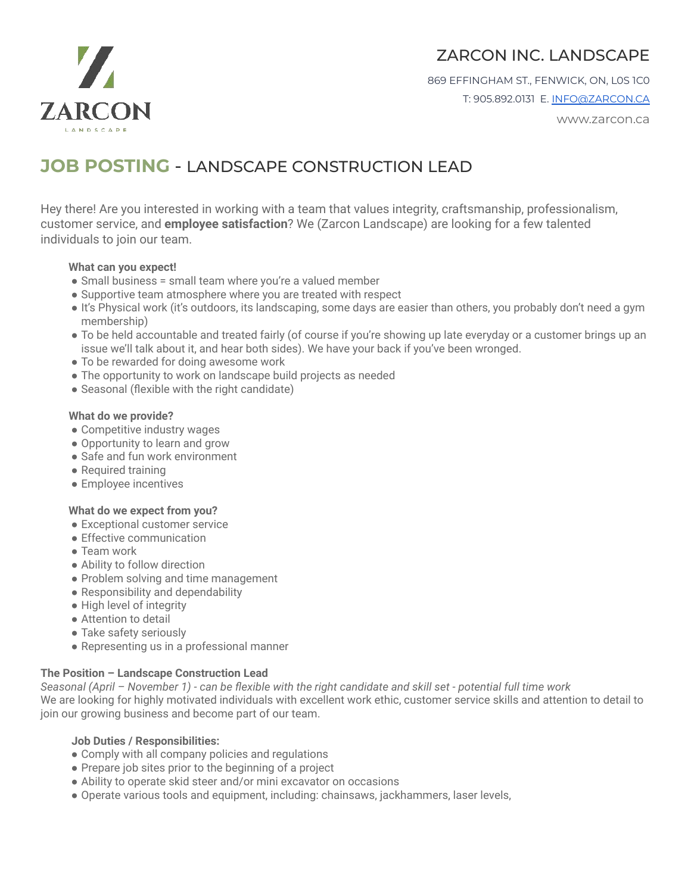ZARCON LANDSCAPE

# ZARCON INC. LANDSCAPE

869 EFFINGHAM ST., FENWICK, ON, L0S 1C0

T: 905.892.0131 E. INFO@ZARCON.CA

www.zarcon.ca

## JOB POSTING - LANDSCAPE CONSTRUCTION LEAD

Hey there! Are you interested in working with a team that values integrity, craftsmanship, professionalism, customer service, and **employee satisfaction**? We (Zarcon Landscape) are looking for a few talented individuals to join our team.

**What can you expect!**

- Small business = small team where you're a valued member
- Supportive team atmosphere where you are treated with respect
- It's Physical work (it's outdoors, its landscaping, some days are easier than others, you probably don't need a gym membership)
- To be held accountable and treated fairly (of course if you're showing up late everyday or a customer brings up an issue we'll talk about it, and hear both sides). We have your back if you've been wronged.
- To be rewarded for doing awesome work
- The opportunity to work on landscape build projects as needed
- Seasonal (flexible with the right candidate)

**What do we provide?**

- Competitive industry wages
- Opportunity to learn and grow
- Safe and fun work environment
- Required training
- Employee incentives

**What do we expect from you?**

- Exceptional customer service
- Effective communication
- Team work
- Ability to follow direction
- Problem solving and time management
- Responsibility and dependability
- High level of integrity
- Attention to detail
- Take safety seriously
- Representing us in a professional manner

**The Position – Landscape Construction Lead**

*Seasonal (April – November 1) - can be flexible with the right candidate and skill set - potential full time work*

We are looking for highly motivated individuals with excellent work ethic, customer service skills and attention to detail to join our growing business and become part of our team.

**Job Duties / Responsibilities:**

- Comply with all company policies and regulations
- Prepare job sites prior to the beginning of a project
- Ability to operate skid steer and/or mini excavator on occasions
- Operate various tools and equipment, including: chainsaws, jackhammers, laser levels,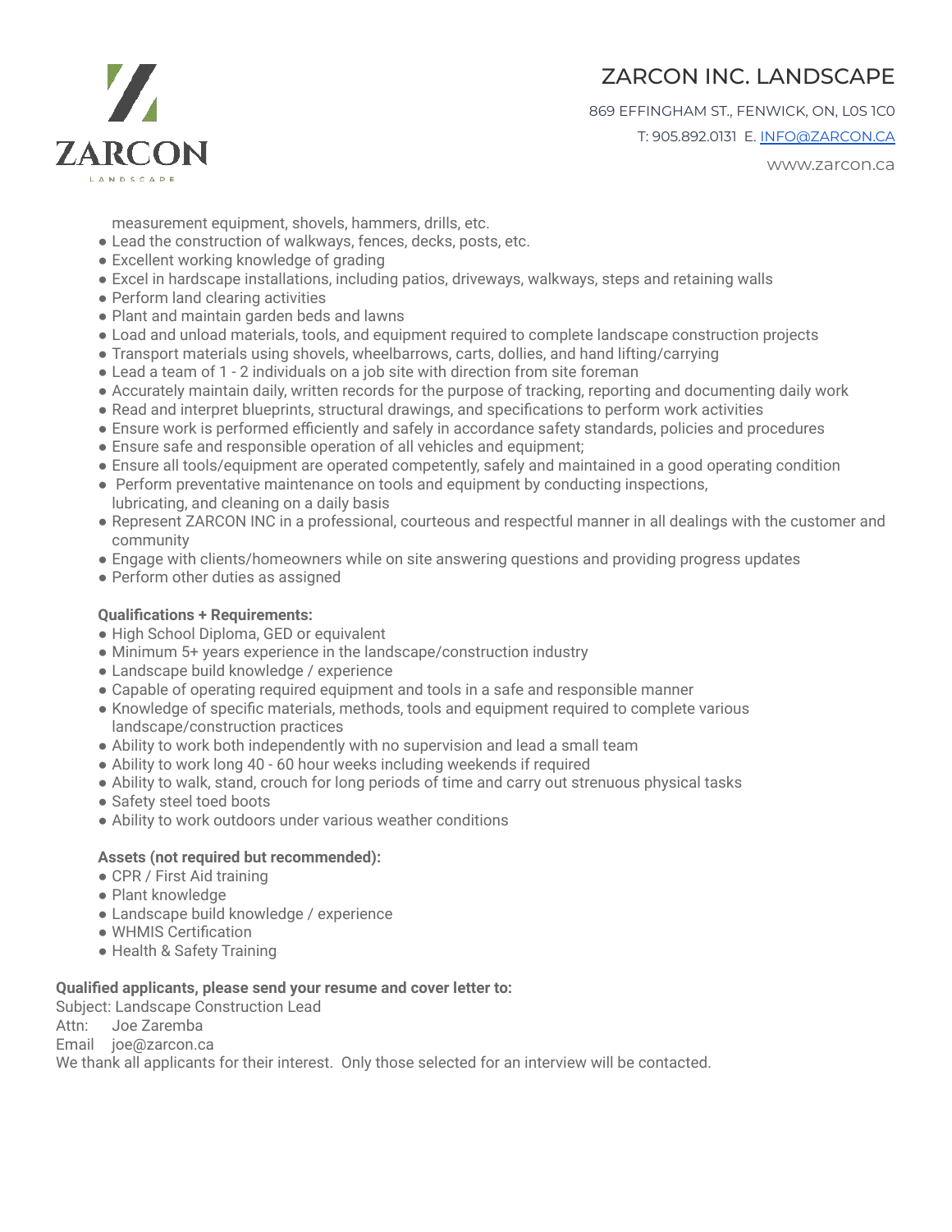measurement equipment, shovels, hammers, drills, etc.

- Lead the construction of walkways, fences, decks, posts, etc.
- Excellent working knowledge of grading
- Excel in hardscape installations, including patios, driveways, walkways, steps and retaining walls
- Perform land clearing activities
- Plant and maintain garden beds and lawns
- Load and unload materials, tools, and equipment required to complete landscape construction projects
- Transport materials using shovels, wheelbarrows, carts, dollies, and hand lifting/carrying
- Lead a team of 1 - 2 individuals on a job site with direction from site foreman
- Accurately maintain daily, written records for the purpose of tracking, reporting and documenting daily work
- Read and interpret blueprints, structural drawings, and specifications to perform work activities
- Ensure work is performed efficiently and safely in accordance safety standards, policies and procedures
- Ensure safe and responsible operation of all vehicles and equipment;
- Ensure all tools/equipment are operated competently, safely and maintained in a good operating condition
- Perform preventative maintenance on tools and equipment by conducting inspections, lubricating, and cleaning on a daily basis
- Represent ZARCON INC in a professional, courteous and respectful manner in all dealings with the customer and community
- Engage with clients/homeowners while on site answering questions and providing progress updates
- Perform other duties as assigned

**Qualifications + Requirements:**

- High School Diploma, GED or equivalent
- Minimum 5+ years experience in the landscape/construction industry
- Landscape build knowledge / experience
- Capable of operating required equipment and tools in a safe and responsible manner
- Knowledge of specific materials, methods, tools and equipment required to complete various landscape/construction practices
- Ability to work both independently with no supervision and lead a small team
- Ability to work long 40 - 60 hour weeks including weekends if required
- Ability to walk, stand, crouch for long periods of time and carry out strenuous physical tasks
- Safety steel toed boots
- Ability to work outdoors under various weather conditions

**Assets (not required but recommended):**

- CPR / First Aid training
- Plant knowledge
- Landscape build knowledge / experience
- WHMIS Certification
- Health & Safety Training

**Qualified applicants, please send your resume and cover letter to:**

Subject: Landscape Construction Lead
Attn: Joe Zaremba
Email joe@zarcon.ca
We thank all applicants for their interest. Only those selected for an interview will be contacted.